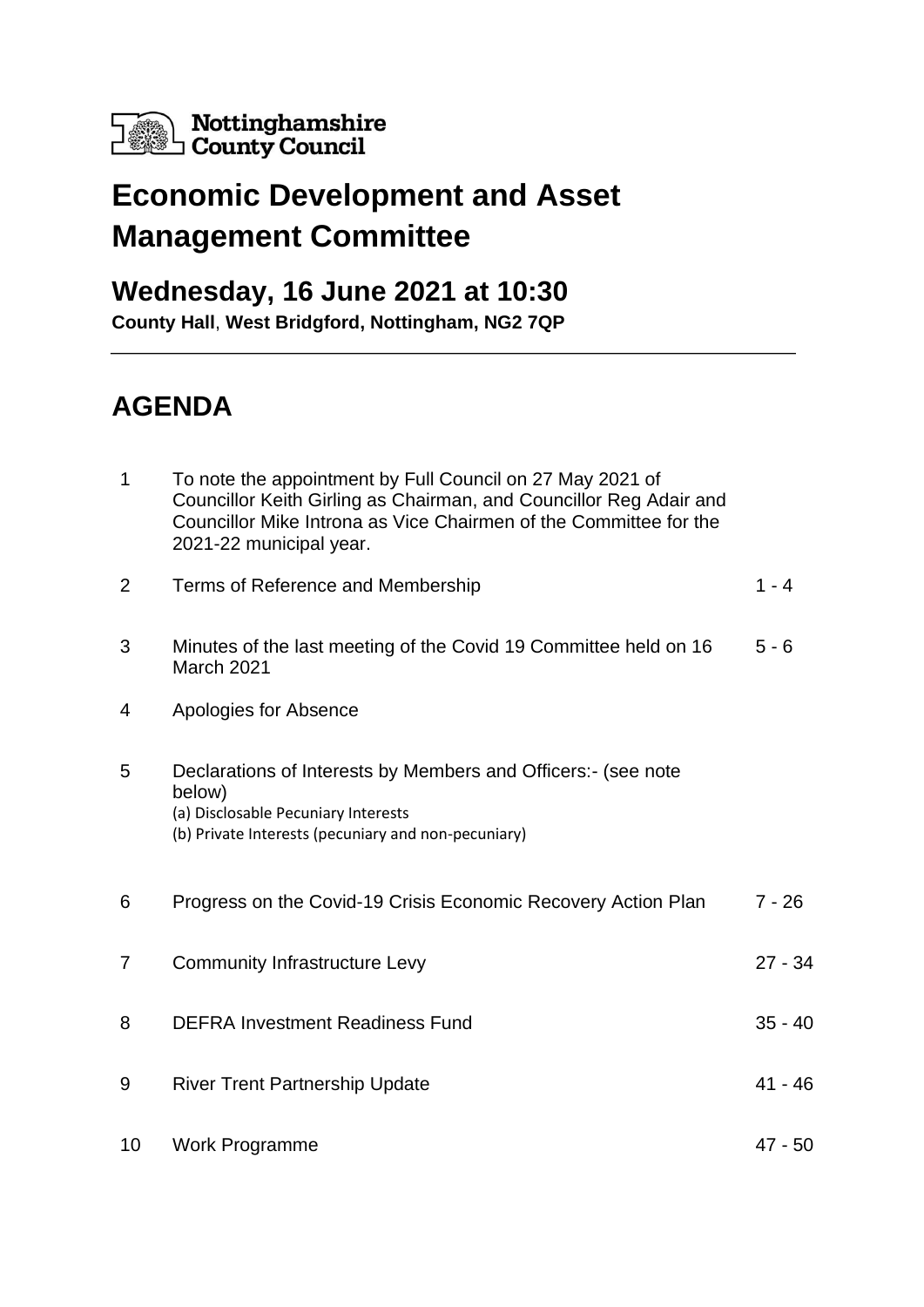Nottinghamshire County Council

# Economic Development and Asset Management Committee

## Wednesday, 16 June 2021 at 10:30

**County Hall**, **West Bridgford, Nottingham, NG2 7QP**

## AGENDA

| | | |
|---|---|---|
| 1 | To note the appointment by Full Council on 27 May 2021 of Councillor Keith Girling as Chairman, and Councillor Reg Adair and Councillor Mike Introna as Vice Chairmen of the Committee for the 2021-22 municipal year. | |
| 2 | Terms of Reference and Membership | 1 - 4 |
| 3 | Minutes of the last meeting of the Covid 19 Committee held on 16 March 2021 | 5 - 6 |
| 4 | Apologies for Absence | |
| 5 | Declarations of Interests by Members and Officers:- (see note below)<br>(a) Disclosable Pecuniary Interests<br>(b) Private Interests (pecuniary and non-pecuniary) | |
| 6 | Progress on the Covid-19 Crisis Economic Recovery Action Plan | 7 - 26 |
| 7 | Community Infrastructure Levy | 27 - 34 |
| 8 | DEFRA Investment Readiness Fund | 35 - 40 |
| 9 | River Trent Partnership Update | 41 - 46 |
| 10 | Work Programme | 47 - 50 |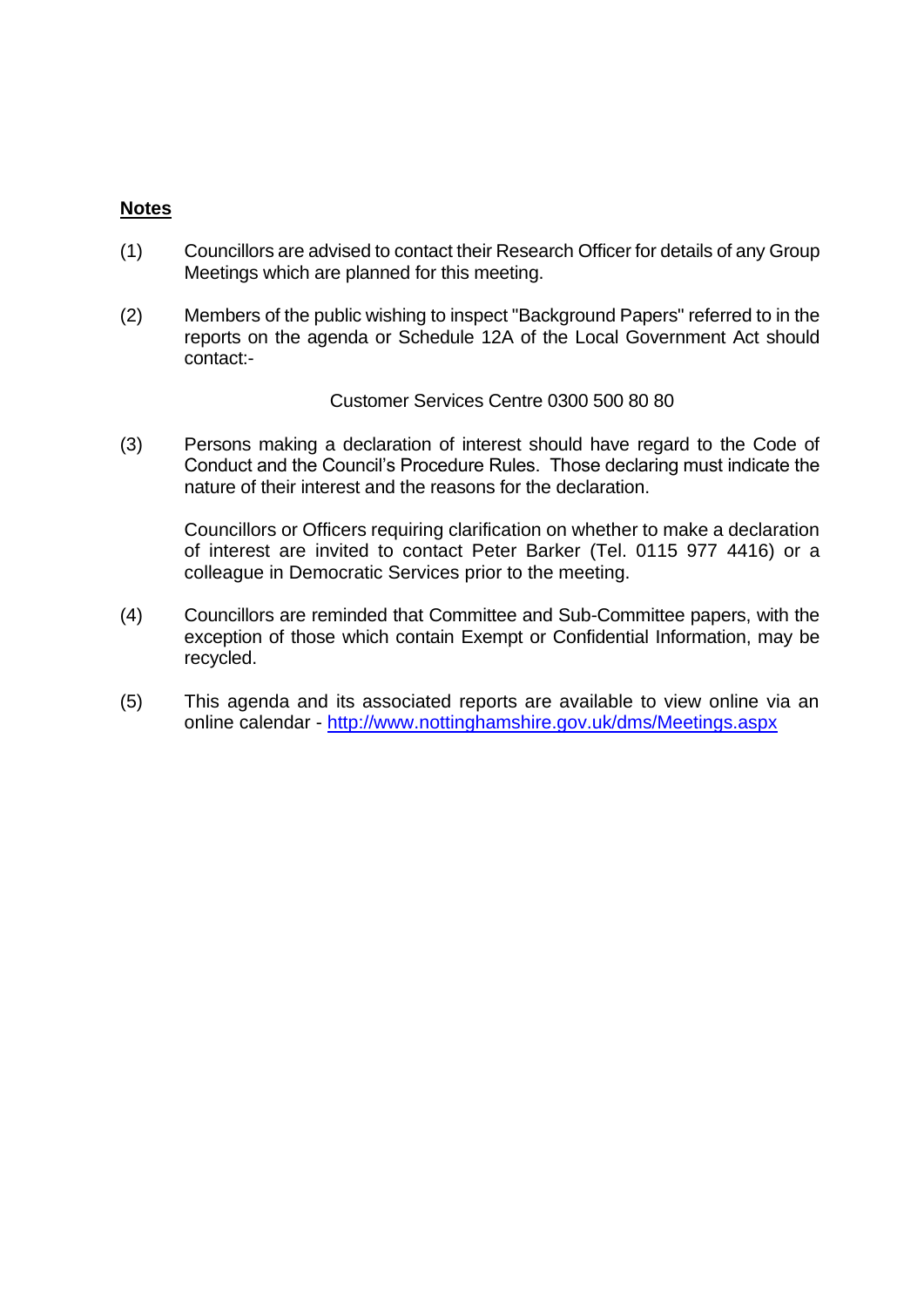## Notes

(1) Councillors are advised to contact their Research Officer for details of any Group Meetings which are planned for this meeting.

(2) Members of the public wishing to inspect "Background Papers" referred to in the reports on the agenda or Schedule 12A of the Local Government Act should contact:-

Customer Services Centre 0300 500 80 80

(3) Persons making a declaration of interest should have regard to the Code of Conduct and the Council's Procedure Rules. Those declaring must indicate the nature of their interest and the reasons for the declaration.

Councillors or Officers requiring clarification on whether to make a declaration of interest are invited to contact Peter Barker (Tel. 0115 977 4416) or a colleague in Democratic Services prior to the meeting.

(4) Councillors are reminded that Committee and Sub-Committee papers, with the exception of those which contain Exempt or Confidential Information, may be recycled.

(5) This agenda and its associated reports are available to view online via an online calendar - http://www.nottinghamshire.gov.uk/dms/Meetings.aspx